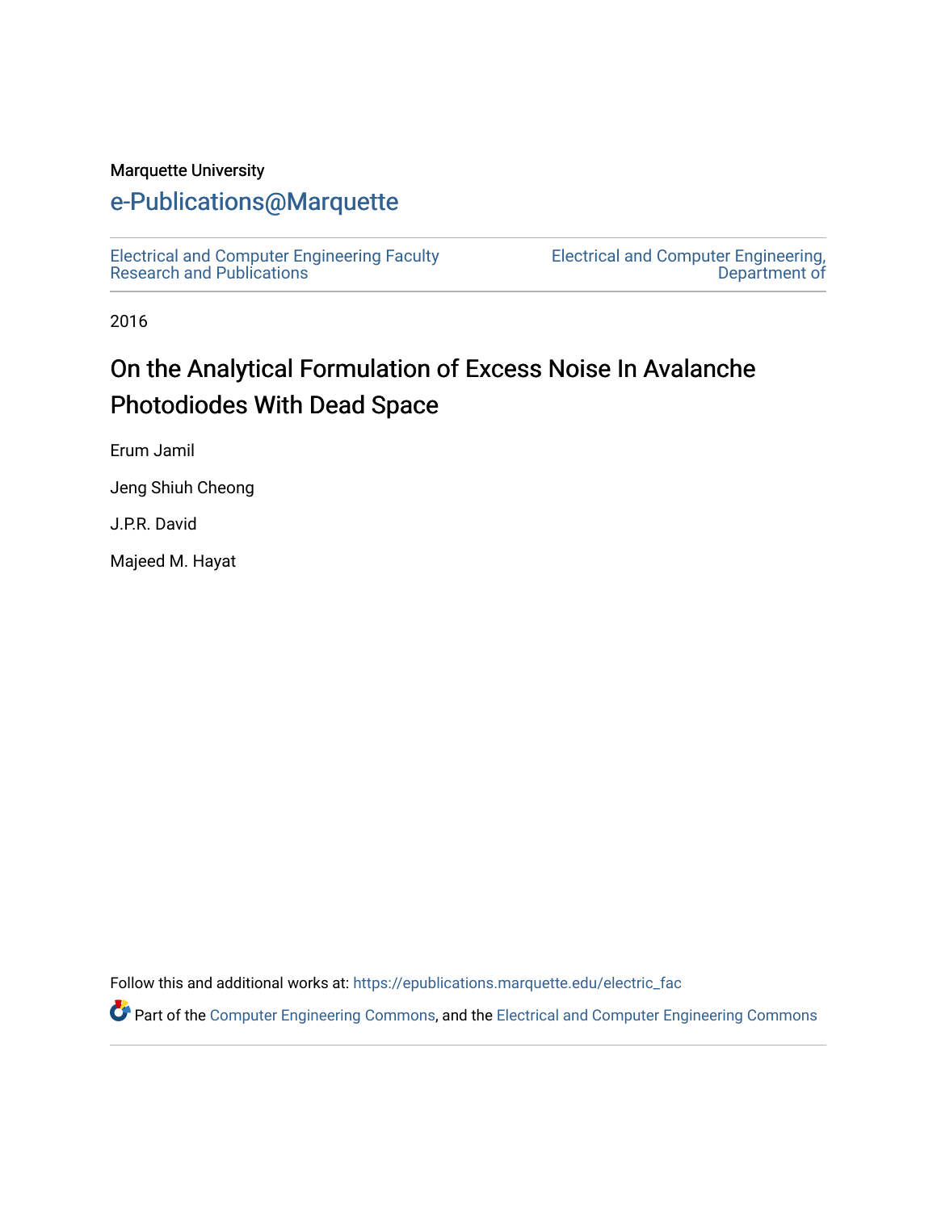Marquette University

# e-Publications@Marquette

Electrical and Computer Engineering Faculty Research and Publications

Electrical and Computer Engineering, Department of

2016

## On the Analytical Formulation of Excess Noise In Avalanche Photodiodes With Dead Space

Erum Jamil

Jeng Shiuh Cheong

J.P.R. David

Majeed M. Hayat

Follow this and additional works at: https://epublications.marquette.edu/electric_fac

Part of the Computer Engineering Commons, and the Electrical and Computer Engineering Commons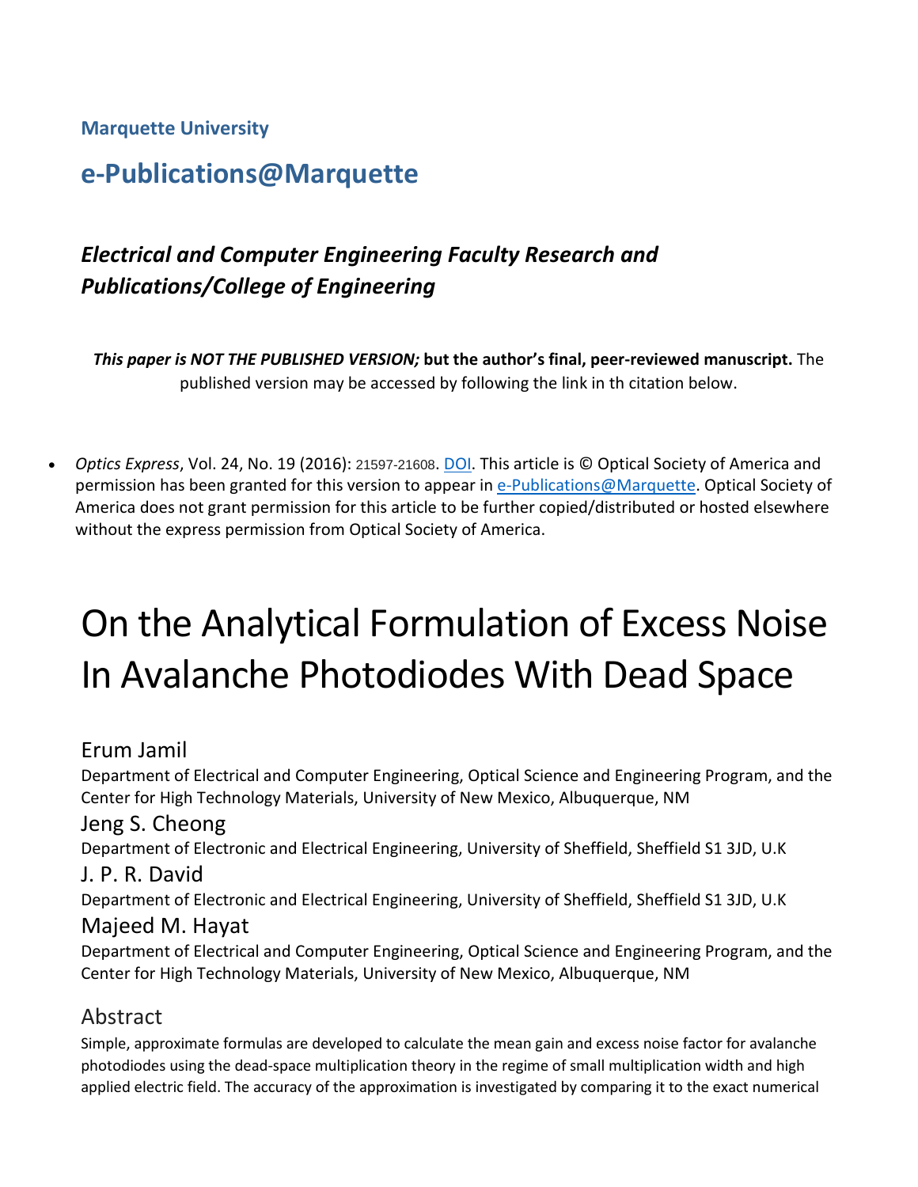**Marquette University**

## e-Publications@Marquette

### *Electrical and Computer Engineering Faculty Research and Publications/College of Engineering*

***This paper is NOT THE PUBLISHED VERSION;* but the author's final, peer-reviewed manuscript.** The published version may be accessed by following the link in th citation below.

- *Optics Express*, Vol. 24, No. 19 (2016): 21597-21608. DOI. This article is © Optical Society of America and permission has been granted for this version to appear in e-Publications@Marquette. Optical Society of America does not grant permission for this article to be further copied/distributed or hosted elsewhere without the express permission from Optical Society of America.

# On the Analytical Formulation of Excess Noise In Avalanche Photodiodes With Dead Space

Erum Jamil
Department of Electrical and Computer Engineering, Optical Science and Engineering Program, and the Center for High Technology Materials, University of New Mexico, Albuquerque, NM

Jeng S. Cheong
Department of Electronic and Electrical Engineering, University of Sheffield, Sheffield S1 3JD, U.K

J. P. R. David
Department of Electronic and Electrical Engineering, University of Sheffield, Sheffield S1 3JD, U.K

Majeed M. Hayat
Department of Electrical and Computer Engineering, Optical Science and Engineering Program, and the Center for High Technology Materials, University of New Mexico, Albuquerque, NM

## Abstract

Simple, approximate formulas are developed to calculate the mean gain and excess noise factor for avalanche photodiodes using the dead-space multiplication theory in the regime of small multiplication width and high applied electric field. The accuracy of the approximation is investigated by comparing it to the exact numerical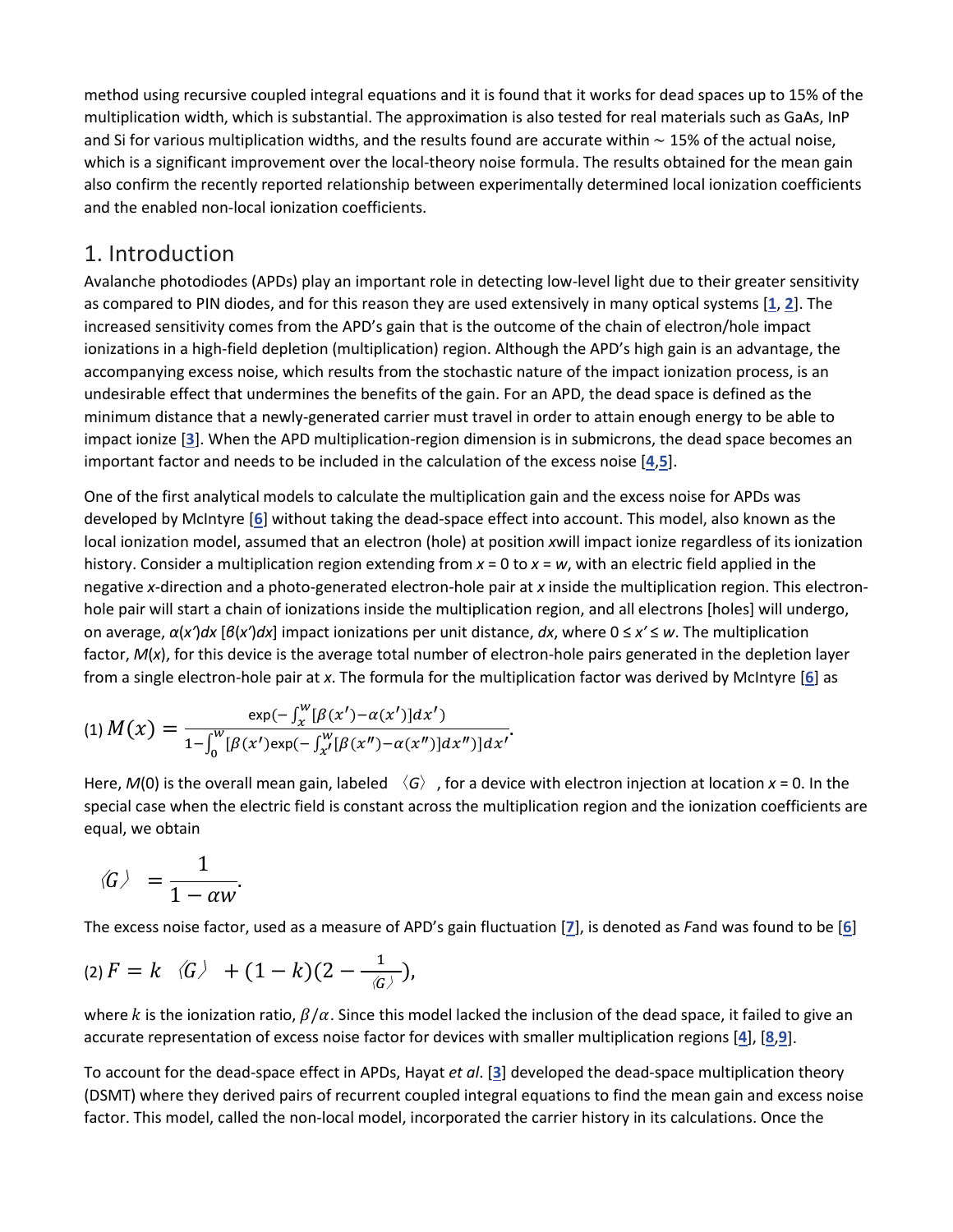method using recursive coupled integral equations and it is found that it works for dead spaces up to 15% of the multiplication width, which is substantial. The approximation is also tested for real materials such as GaAs, InP and Si for various multiplication widths, and the results found are accurate within ∼ 15% of the actual noise, which is a significant improvement over the local-theory noise formula. The results obtained for the mean gain also confirm the recently reported relationship between experimentally determined local ionization coefficients and the enabled non-local ionization coefficients.

## 1. Introduction

Avalanche photodiodes (APDs) play an important role in detecting low-level light due to their greater sensitivity as compared to PIN diodes, and for this reason they are used extensively in many optical systems [1, 2]. The increased sensitivity comes from the APD's gain that is the outcome of the chain of electron/hole impact ionizations in a high-field depletion (multiplication) region. Although the APD's high gain is an advantage, the accompanying excess noise, which results from the stochastic nature of the impact ionization process, is an undesirable effect that undermines the benefits of the gain. For an APD, the dead space is defined as the minimum distance that a newly-generated carrier must travel in order to attain enough energy to be able to impact ionize [3]. When the APD multiplication-region dimension is in submicrons, the dead space becomes an important factor and needs to be included in the calculation of the excess noise [4,5].

One of the first analytical models to calculate the multiplication gain and the excess noise for APDs was developed by McIntyre [6] without taking the dead-space effect into account. This model, also known as the local ionization model, assumed that an electron (hole) at position $x$ will impact ionize regardless of its ionization history. Consider a multiplication region extending from $x = 0$ to $x = w$, with an electric field applied in the negative $x$-direction and a photo-generated electron-hole pair at $x$ inside the multiplication region. This electron-hole pair will start a chain of ionizations inside the multiplication region, and all electrons [holes] will undergo, on average, $\alpha(x')dx$ [$\beta(x')dx$] impact ionizations per unit distance, $dx$, where $0 \le x' \le w$. The multiplication factor, $M(x)$, for this device is the average total number of electron-hole pairs generated in the depletion layer from a single electron-hole pair at $x$. The formula for the multiplication factor was derived by McIntyre [6] as

$$M(x) = \frac{\exp(-\int_x^w [\beta(x') - \alpha(x')]dx')}{1 - \int_0^w [\beta(x')\exp(-\int_{x'}^w [\beta(x'') - \alpha(x'')]dx'')]dx'}. \quad (1)$$

Here, $M(0)$ is the overall mean gain, labeled $\langle G \rangle$, for a device with electron injection at location $x = 0$. In the special case when the electric field is constant across the multiplication region and the ionization coefficients are equal, we obtain

$$\langle G \rangle = \frac{1}{1 - \alpha w}.$$

The excess noise factor, used as a measure of APD's gain fluctuation [7], is denoted as $F$ and was found to be [6]

$$F = k\langle G \rangle + (1 - k)\left(2 - \frac{1}{\langle G \rangle}\right), \quad (2)$$

where $k$ is the ionization ratio, $\beta/\alpha$. Since this model lacked the inclusion of the dead space, it failed to give an accurate representation of excess noise factor for devices with smaller multiplication regions [4], [8,9].

To account for the dead-space effect in APDs, Hayat *et al*. [3] developed the dead-space multiplication theory (DSMT) where they derived pairs of recurrent coupled integral equations to find the mean gain and excess noise factor. This model, called the non-local model, incorporated the carrier history in its calculations. Once the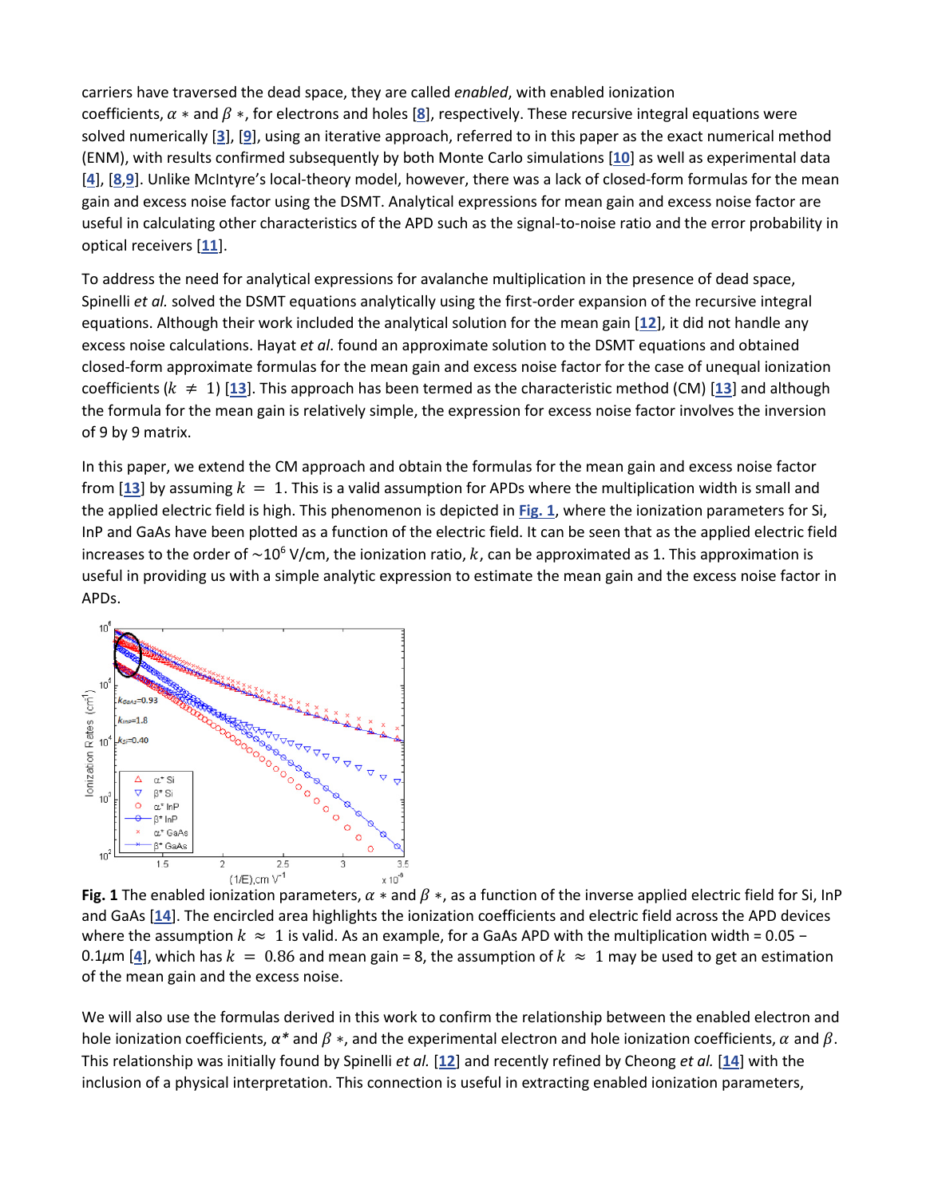carriers have traversed the dead space, they are called *enabled*, with enabled ionization coefficients, $\alpha*$ and $\beta*$, for electrons and holes [8], respectively. These recursive integral equations were solved numerically [3], [9], using an iterative approach, referred to in this paper as the exact numerical method (ENM), with results confirmed subsequently by both Monte Carlo simulations [10] as well as experimental data [4], [8,9]. Unlike McIntyre's local-theory model, however, there was a lack of closed-form formulas for the mean gain and excess noise factor using the DSMT. Analytical expressions for mean gain and excess noise factor are useful in calculating other characteristics of the APD such as the signal-to-noise ratio and the error probability in optical receivers [11].

To address the need for analytical expressions for avalanche multiplication in the presence of dead space, Spinelli *et al.* solved the DSMT equations analytically using the first-order expansion of the recursive integral equations. Although their work included the analytical solution for the mean gain [12], it did not handle any excess noise calculations. Hayat *et al*. found an approximate solution to the DSMT equations and obtained closed-form approximate formulas for the mean gain and excess noise factor for the case of unequal ionization coefficients ($k \neq 1$) [13]. This approach has been termed as the characteristic method (CM) [13] and although the formula for the mean gain is relatively simple, the expression for excess noise factor involves the inversion of 9 by 9 matrix.

In this paper, we extend the CM approach and obtain the formulas for the mean gain and excess noise factor from [13] by assuming $k = 1$. This is a valid assumption for APDs where the multiplication width is small and the applied electric field is high. This phenomenon is depicted in Fig. 1, where the ionization parameters for Si, InP and GaAs have been plotted as a function of the electric field. It can be seen that as the applied electric field increases to the order of ~$10^6$ V/cm, the ionization ratio, $k$, can be approximated as 1. This approximation is useful in providing us with a simple analytic expression to estimate the mean gain and the excess noise factor in APDs.

**Fig. 1** The enabled ionization parameters, $\alpha*$ and $\beta*$, as a function of the inverse applied electric field for Si, InP and GaAs [14]. The encircled area highlights the ionization coefficients and electric field across the APD devices where the assumption $k \approx 1$ is valid. As an example, for a GaAs APD with the multiplication width = 0.05 − 0.1$\mu$m [4], which has $k = 0.86$ and mean gain = 8, the assumption of $k \approx 1$ may be used to get an estimation of the mean gain and the excess noise.

We will also use the formulas derived in this work to confirm the relationship between the enabled electron and hole ionization coefficients, $\alpha$* and $\beta*$, and the experimental electron and hole ionization coefficients, $\alpha$ and $\beta$. This relationship was initially found by Spinelli *et al.* [12] and recently refined by Cheong *et al.* [14] with the inclusion of a physical interpretation. This connection is useful in extracting enabled ionization parameters,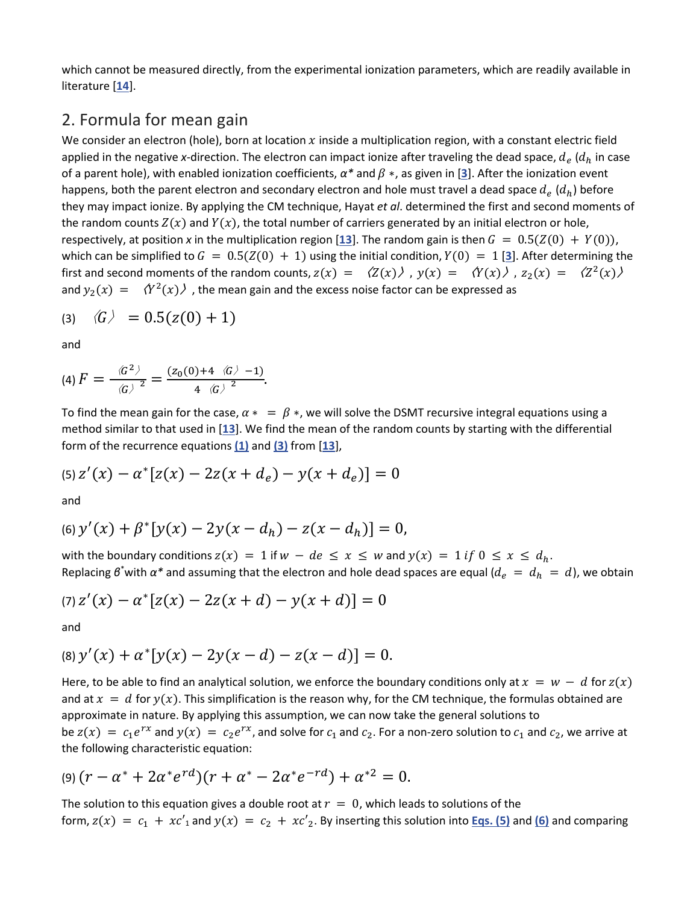which cannot be measured directly, from the experimental ionization parameters, which are readily available in literature [14].

## 2. Formula for mean gain

We consider an electron (hole), born at location $x$ inside a multiplication region, with a constant electric field applied in the negative *x*-direction. The electron can impact ionize after traveling the dead space, $d_e$ ($d_h$ in case of a parent hole), with enabled ionization coefficients, $\alpha^*$ and $\beta*$, as given in [3]. After the ionization event happens, both the parent electron and secondary electron and hole must travel a dead space $d_e$ ($d_h$) before they may impact ionize. By applying the CM technique, Hayat *et al*. determined the first and second moments of the random counts $Z(x)$ and $Y(x)$, the total number of carriers generated by an initial electron or hole, respectively, at position *x* in the multiplication region [13]. The random gain is then $G = 0.5(Z(0) + Y(0))$, which can be simplified to $G = 0.5(Z(0) + 1)$ using the initial condition, $Y(0) = 1$ [3]. After determining the first and second moments of the random counts, $z(x) = \langle Z(x) \rangle$, $y(x) = \langle Y(x) \rangle$, $z_2(x) = \langle Z^2(x) \rangle$ and $y_2(x) = \langle Y^2(x) \rangle$, the mean gain and the excess noise factor can be expressed as

$$\text{(3)} \quad \langle G \rangle = 0.5(z(0) + 1)$$

and

$$\text{(4)} \quad F = \frac{\langle G^2 \rangle}{\langle G \rangle^2} = \frac{(z_0(0) + 4\langle G \rangle - 1)}{4\langle G \rangle^2}.$$

To find the mean gain for the case, $\alpha* = \beta*$, we will solve the DSMT recursive integral equations using a method similar to that used in [13]. We find the mean of the random counts by starting with the differential form of the recurrence equations (1) and (3) from [13],

$$\text{(5)} \quad z'(x) - \alpha^*[z(x) - 2z(x + d_e) - y(x + d_e)] = 0$$

and

$$\text{(6)} \quad y'(x) + \beta^*[y(x) - 2y(x - d_h) - z(x - d_h)] = 0,$$

with the boundary conditions $z(x) = 1$ if $w - de \leq x \leq w$ and $y(x) = 1$ if $0 \leq x \leq d_h$.
Replacing $\beta^*$ with $\alpha^*$ and assuming that the electron and hole dead spaces are equal ($d_e = d_h = d$), we obtain

$$\text{(7)} \quad z'(x) - \alpha^*[z(x) - 2z(x + d) - y(x + d)] = 0$$

and

$$\text{(8)} \quad y'(x) + \alpha^*[y(x) - 2y(x - d) - z(x - d)] = 0.$$

Here, to be able to find an analytical solution, we enforce the boundary conditions only at $x = w - d$ for $z(x)$ and at $x = d$ for $y(x)$. This simplification is the reason why, for the CM technique, the formulas obtained are approximate in nature. By applying this assumption, we can now take the general solutions to be $z(x) = c_1 e^{rx}$ and $y(x) = c_2 e^{rx}$, and solve for $c_1$ and $c_2$. For a non-zero solution to $c_1$ and $c_2$, we arrive at the following characteristic equation:

$$\text{(9)} \quad (r - \alpha^* + 2\alpha^* e^{rd})(r + \alpha^* - 2\alpha^* e^{-rd}) + \alpha^{*2} = 0.$$

The solution to this equation gives a double root at $r = 0$, which leads to solutions of the form, $z(x) = c_1 + xc'_1$ and $y(x) = c_2 + xc'_2$. By inserting this solution into Eqs. (5) and (6) and comparing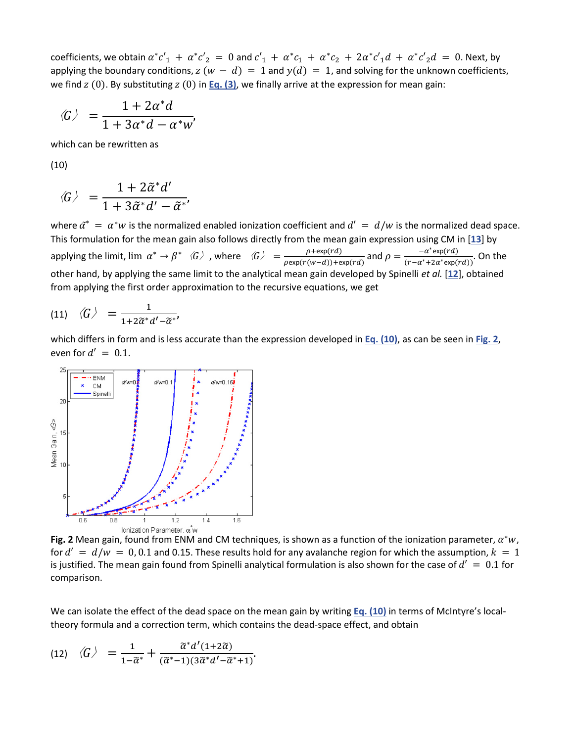coefficients, we obtain $\alpha^* c'_1 + \alpha^* c'_2 = 0$ and $c'_1 + \alpha^* c_1 + \alpha^* c_2 + 2\alpha^* c'_1 d + \alpha^* c'_2 d = 0$. Next, by applying the boundary conditions, $z(w - d) = 1$ and $y(d) = 1$, and solving for the unknown coefficients, we find $z(0)$. By substituting $z(0)$ in Eq. (3), we finally arrive at the expression for mean gain:

$$\langle G \rangle = \frac{1 + 2\alpha^* d}{1 + 3\alpha^* d - \alpha^* w},$$

which can be rewritten as

(10)

$$\langle G \rangle = \frac{1 + 2\tilde{\alpha}^* d'}{1 + 3\tilde{\alpha}^* d' - \tilde{\alpha}^*},$$

where $\tilde{\alpha}^* = \alpha^* w$ is the normalized enabled ionization coefficient and $d' = d/w$ is the normalized dead space. This formulation for the mean gain also follows directly from the mean gain expression using CM in [13] by applying the limit, $\lim_{\alpha^* \to \beta^*} \langle G \rangle$, where $\langle G \rangle = \frac{\rho + \exp(rd)}{\rho \exp(r(w-d)) + \exp(rd)}$ and $\rho = \frac{-\alpha^* \exp(rd)}{(r - \alpha^* + 2\alpha^* \exp(rd))}$. On the other hand, by applying the same limit to the analytical mean gain developed by Spinelli *et al.* [12], obtained from applying the first order approximation to the recursive equations, we get

(11) $$\langle G \rangle = \frac{1}{1 + 2\tilde{\alpha}^* d' - \tilde{\alpha}^*},$$

which differs in form and is less accurate than the expression developed in Eq. (10), as can be seen in Fig. 2, even for $d' = 0.1$.

**Fig. 2** Mean gain, found from ENM and CM techniques, is shown as a function of the ionization parameter, $\alpha^* w$, for $d' = d/w = 0, 0.1$ and $0.15$. These results hold for any avalanche region for which the assumption, $k = 1$ is justified. The mean gain found from Spinelli analytical formulation is also shown for the case of $d' = 0.1$ for comparison.

We can isolate the effect of the dead space on the mean gain by writing Eq. (10) in terms of McIntyre's local-theory formula and a correction term, which contains the dead-space effect, and obtain

(12) $$\langle G \rangle = \frac{1}{1 - \tilde{\alpha}^*} + \frac{\tilde{\alpha}^* d'(1 + 2\tilde{\alpha})}{(\tilde{\alpha}^* - 1)(3\tilde{\alpha}^* d' - \tilde{\alpha}^* + 1)}.$$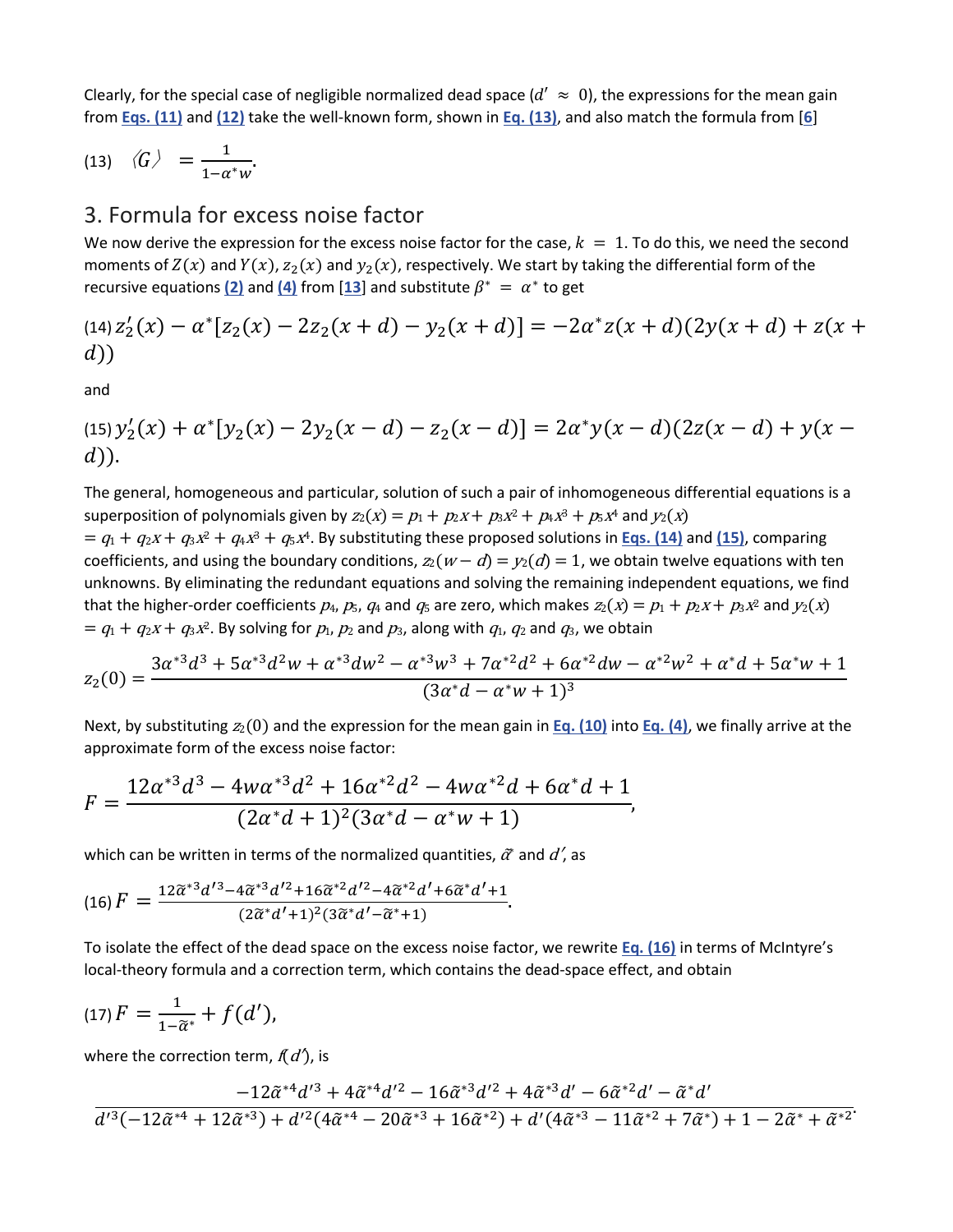Clearly, for the special case of negligible normalized dead space ($d' \approx 0$), the expressions for the mean gain from **Eqs. (11)** and **(12)** take the well-known form, shown in **Eq. (13)**, and also match the formula from [6]

(13) $$\langle G \rangle = \frac{1}{1-\alpha^* w}.$$

## 3. Formula for excess noise factor

We now derive the expression for the excess noise factor for the case, $k = 1$. To do this, we need the second moments of $Z(x)$ and $Y(x)$, $z_2(x)$ and $y_2(x)$, respectively. We start by taking the differential form of the recursive equations **(2)** and **(4)** from [13] and substitute $\beta^* = \alpha^*$ to get

(14) $$z_2'(x) - \alpha^*[z_2(x) - 2z_2(x+d) - y_2(x+d)] = -2\alpha^* z(x+d)(2y(x+d) + z(x+d))$$

and

(15) $$y_2'(x) + \alpha^*[y_2(x) - 2y_2(x-d) - z_2(x-d)] = 2\alpha^* y(x-d)(2z(x-d) + y(x-d)).$$

The general, homogeneous and particular, solution of such a pair of inhomogeneous differential equations is a superposition of polynomials given by $z_2(x) = p_1 + p_2x + p_3x^2 + p_4x^3 + p_5x^4$ and $y_2(x) = q_1 + q_2x + q_3x^2 + q_4x^3 + q_5x^4$. By substituting these proposed solutions in **Eqs. (14)** and **(15)**, comparing coefficients, and using the boundary conditions, $z_2(w-d) = y_2(d) = 1$, we obtain twelve equations with ten unknowns. By eliminating the redundant equations and solving the remaining independent equations, we find that the higher-order coefficients $p_4$, $p_5$, $q_4$ and $q_5$ are zero, which makes $z_2(x) = p_1 + p_2x + p_3x^2$ and $y_2(x) = q_1 + q_2x + q_3x^2$. By solving for $p_1$, $p_2$ and $p_3$, along with $q_1$, $q_2$ and $q_3$, we obtain

$$z_2(0) = \frac{3\alpha^{*3}d^3 + 5\alpha^{*3}d^2w + \alpha^{*3}dw^2 - \alpha^{*3}w^3 + 7\alpha^{*2}d^2 + 6\alpha^{*2}dw - \alpha^{*2}w^2 + \alpha^* d + 5\alpha^* w + 1}{(3\alpha^* d - \alpha^* w + 1)^3}$$

Next, by substituting $z_2(0)$ and the expression for the mean gain in **Eq. (10)** into **Eq. (4)**, we finally arrive at the approximate form of the excess noise factor:

$$F = \frac{12\alpha^{*3}d^3 - 4w\alpha^{*3}d^2 + 16\alpha^{*2}d^2 - 4w\alpha^{*2}d + 6\alpha^* d + 1}{(2\alpha^* d + 1)^2(3\alpha^* d - \alpha^* w + 1)},$$

which can be written in terms of the normalized quantities, $\tilde{\alpha}^*$ and $d'$, as

(16) $$F = \frac{12\tilde{\alpha}^{*3}d'^3 - 4\tilde{\alpha}^{*3}d'^2 + 16\tilde{\alpha}^{*2}d'^2 - 4\tilde{\alpha}^{*2}d' + 6\tilde{\alpha}^* d' + 1}{(2\tilde{\alpha}^* d' + 1)^2(3\tilde{\alpha}^* d' - \tilde{\alpha}^* + 1)}.$$

To isolate the effect of the dead space on the excess noise factor, we rewrite **Eq. (16)** in terms of McIntyre's local-theory formula and a correction term, which contains the dead-space effect, and obtain

(17) $$F = \frac{1}{1-\tilde{\alpha}^*} + f(d'),$$

where the correction term, $f(d')$, is

$$\frac{-12\tilde{\alpha}^{*4}d'^3 + 4\tilde{\alpha}^{*4}d'^2 - 16\tilde{\alpha}^{*3}d'^2 + 4\tilde{\alpha}^{*3}d' - 6\tilde{\alpha}^{*2}d' - \tilde{\alpha}^* d'}{d'^3(-12\tilde{\alpha}^{*4} + 12\tilde{\alpha}^{*3}) + d'^2(4\tilde{\alpha}^{*4} - 20\tilde{\alpha}^{*3} + 16\tilde{\alpha}^{*2}) + d'(4\tilde{\alpha}^{*3} - 11\tilde{\alpha}^{*2} + 7\tilde{\alpha}^*) + 1 - 2\tilde{\alpha}^* + \tilde{\alpha}^{*2}}.$$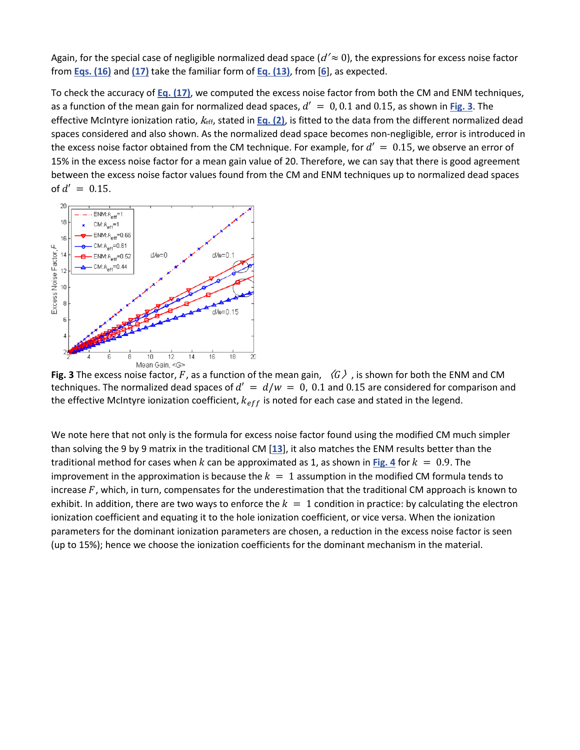Again, for the special case of negligible normalized dead space ($d' \approx 0$), the expressions for excess noise factor from Eqs. (16) and (17) take the familiar form of Eq. (13), from [6], as expected.

To check the accuracy of Eq. (17), we computed the excess noise factor from both the CM and ENM techniques, as a function of the mean gain for normalized dead spaces, $d' = 0, 0.1$ and $0.15$, as shown in Fig. 3. The effective McIntyre ionization ratio, $k_{\text{eff}}$, stated in Eq. (2), is fitted to the data from the different normalized dead spaces considered and also shown. As the normalized dead space becomes non-negligible, error is introduced in the excess noise factor obtained from the CM technique. For example, for $d' = 0.15$, we observe an error of 15% in the excess noise factor for a mean gain value of 20. Therefore, we can say that there is good agreement between the excess noise factor values found from the CM and ENM techniques up to normalized dead spaces of $d' = 0.15$.

**Fig. 3** The excess noise factor, $F$, as a function of the mean gain, $\langle G \rangle$, is shown for both the ENM and CM techniques. The normalized dead spaces of $d' = d/w = 0$, $0.1$ and $0.15$ are considered for comparison and the effective McIntyre ionization coefficient, $k_{eff}$ is noted for each case and stated in the legend.

We note here that not only is the formula for excess noise factor found using the modified CM much simpler than solving the 9 by 9 matrix in the traditional CM [13], it also matches the ENM results better than the traditional method for cases when $k$ can be approximated as 1, as shown in Fig. 4 for $k = 0.9$. The improvement in the approximation is because the $k = 1$ assumption in the modified CM formula tends to increase $F$, which, in turn, compensates for the underestimation that the traditional CM approach is known to exhibit. In addition, there are two ways to enforce the $k = 1$ condition in practice: by calculating the electron ionization coefficient and equating it to the hole ionization coefficient, or vice versa. When the ionization parameters for the dominant ionization parameters are chosen, a reduction in the excess noise factor is seen (up to 15%); hence we choose the ionization coefficients for the dominant mechanism in the material.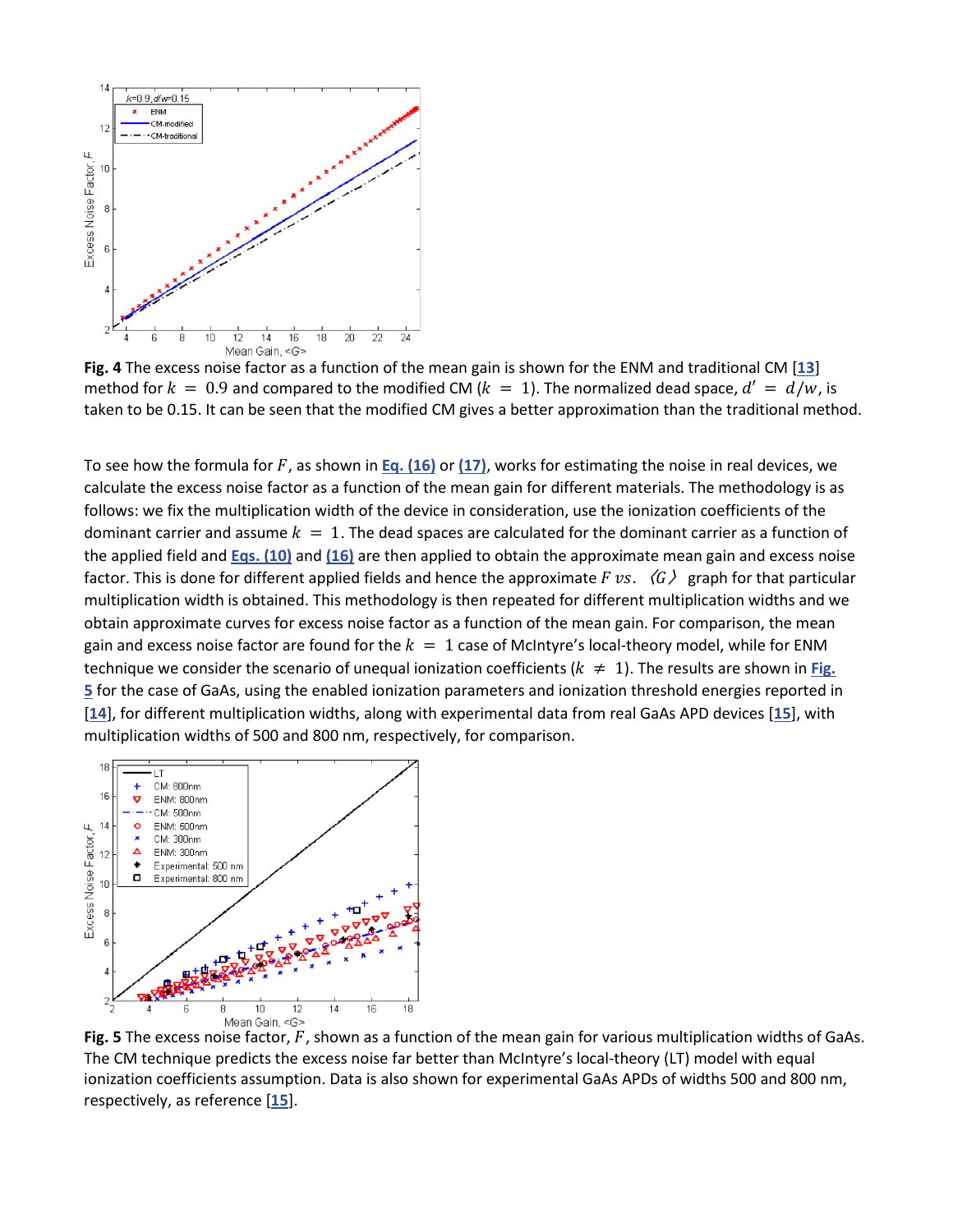**Fig. 4** The excess noise factor as a function of the mean gain is shown for the ENM and traditional CM [13] method for $k = 0.9$ and compared to the modified CM ($k = 1$). The normalized dead space, $d' = d/w$, is taken to be 0.15. It can be seen that the modified CM gives a better approximation than the traditional method.

To see how the formula for $F$, as shown in Eq. (16) or (17), works for estimating the noise in real devices, we calculate the excess noise factor as a function of the mean gain for different materials. The methodology is as follows: we fix the multiplication width of the device in consideration, use the ionization coefficients of the dominant carrier and assume $k = 1$. The dead spaces are calculated for the dominant carrier as a function of the applied field and Eqs. (10) and (16) are then applied to obtain the approximate mean gain and excess noise factor. This is done for different applied fields and hence the approximate $F$ vs. $\langle G \rangle$ graph for that particular multiplication width is obtained. This methodology is then repeated for different multiplication widths and we obtain approximate curves for excess noise factor as a function of the mean gain. For comparison, the mean gain and excess noise factor are found for the $k = 1$ case of McIntyre's local-theory model, while for ENM technique we consider the scenario of unequal ionization coefficients ($k \neq 1$). The results are shown in Fig. 5 for the case of GaAs, using the enabled ionization parameters and ionization threshold energies reported in [14], for different multiplication widths, along with experimental data from real GaAs APD devices [15], with multiplication widths of 500 and 800 nm, respectively, for comparison.

**Fig. 5** The excess noise factor, $F$, shown as a function of the mean gain for various multiplication widths of GaAs. The CM technique predicts the excess noise far better than McIntyre's local-theory (LT) model with equal ionization coefficients assumption. Data is also shown for experimental GaAs APDs of widths 500 and 800 nm, respectively, as reference [15].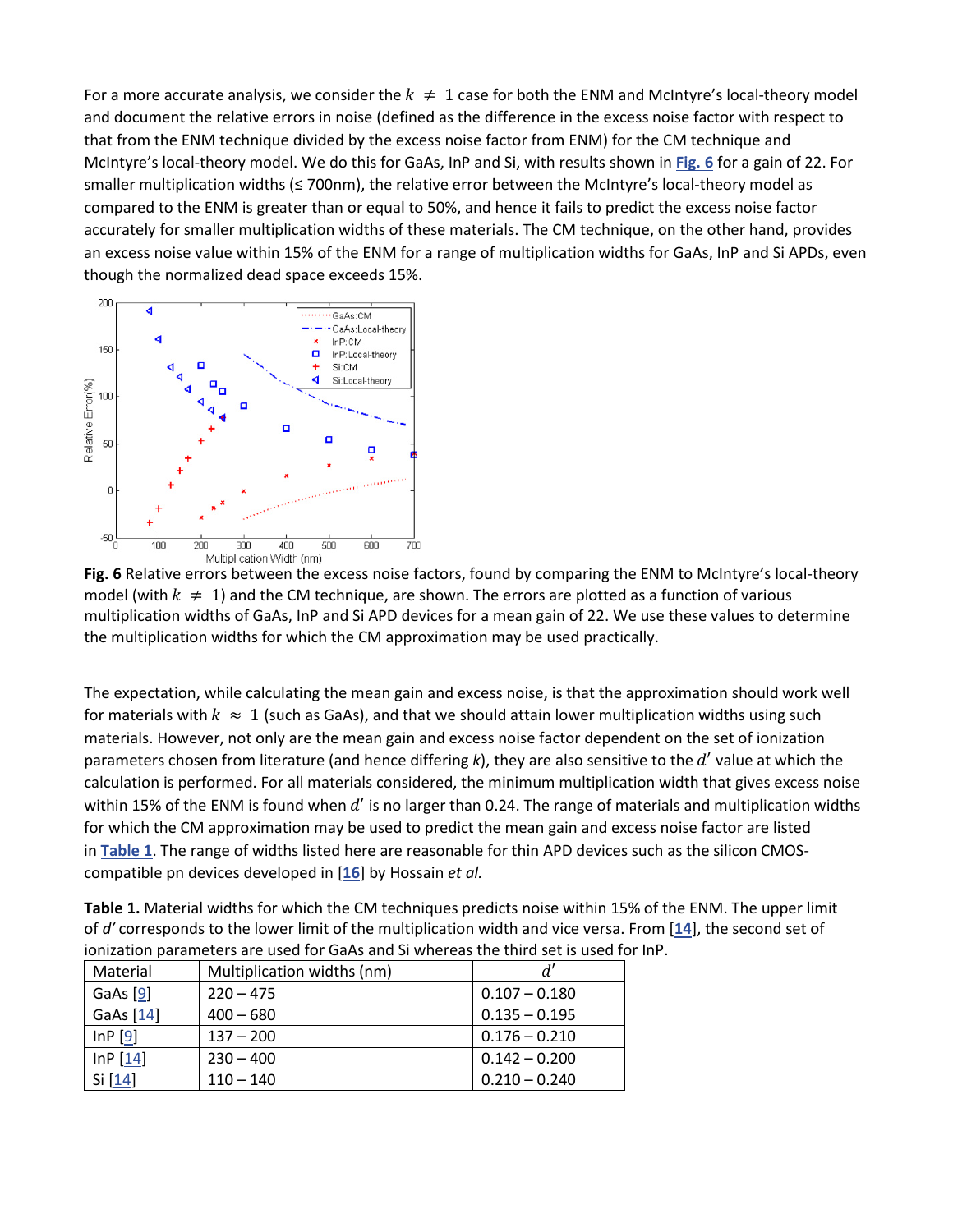For a more accurate analysis, we consider the $k \neq 1$ case for both the ENM and McIntyre's local-theory model and document the relative errors in noise (defined as the difference in the excess noise factor with respect to that from the ENM technique divided by the excess noise factor from ENM) for the CM technique and McIntyre's local-theory model. We do this for GaAs, InP and Si, with results shown in **Fig. 6** for a gain of 22. For smaller multiplication widths (≤ 700nm), the relative error between the McIntyre's local-theory model as compared to the ENM is greater than or equal to 50%, and hence it fails to predict the excess noise factor accurately for smaller multiplication widths of these materials. The CM technique, on the other hand, provides an excess noise value within 15% of the ENM for a range of multiplication widths for GaAs, InP and Si APDs, even though the normalized dead space exceeds 15%.

**Fig. 6** Relative errors between the excess noise factors, found by comparing the ENM to McIntyre's local-theory model (with $k \neq 1$) and the CM technique, are shown. The errors are plotted as a function of various multiplication widths of GaAs, InP and Si APD devices for a mean gain of 22. We use these values to determine the multiplication widths for which the CM approximation may be used practically.

The expectation, while calculating the mean gain and excess noise, is that the approximation should work well for materials with $k \approx 1$ (such as GaAs), and that we should attain lower multiplication widths using such materials. However, not only are the mean gain and excess noise factor dependent on the set of ionization parameters chosen from literature (and hence differing *k*), they are also sensitive to the $d'$ value at which the calculation is performed. For all materials considered, the minimum multiplication width that gives excess noise within 15% of the ENM is found when $d'$ is no larger than 0.24. The range of materials and multiplication widths for which the CM approximation may be used to predict the mean gain and excess noise factor are listed in **Table 1**. The range of widths listed here are reasonable for thin APD devices such as the silicon CMOS-compatible pn devices developed in [16] by Hossain *et al.*

**Table 1.** Material widths for which the CM techniques predicts noise within 15% of the ENM. The upper limit of *d′* corresponds to the lower limit of the multiplication width and vice versa. From [14], the second set of ionization parameters are used for GaAs and Si whereas the third set is used for InP.

| Material | Multiplication widths (nm) | $d'$ |
|---|---|---|
| GaAs [9] | 220 – 475 | 0.107 – 0.180 |
| GaAs [14] | 400 – 680 | 0.135 – 0.195 |
| InP [9] | 137 – 200 | 0.176 – 0.210 |
| InP [14] | 230 – 400 | 0.142 – 0.200 |
| Si [14] | 110 – 140 | 0.210 – 0.240 |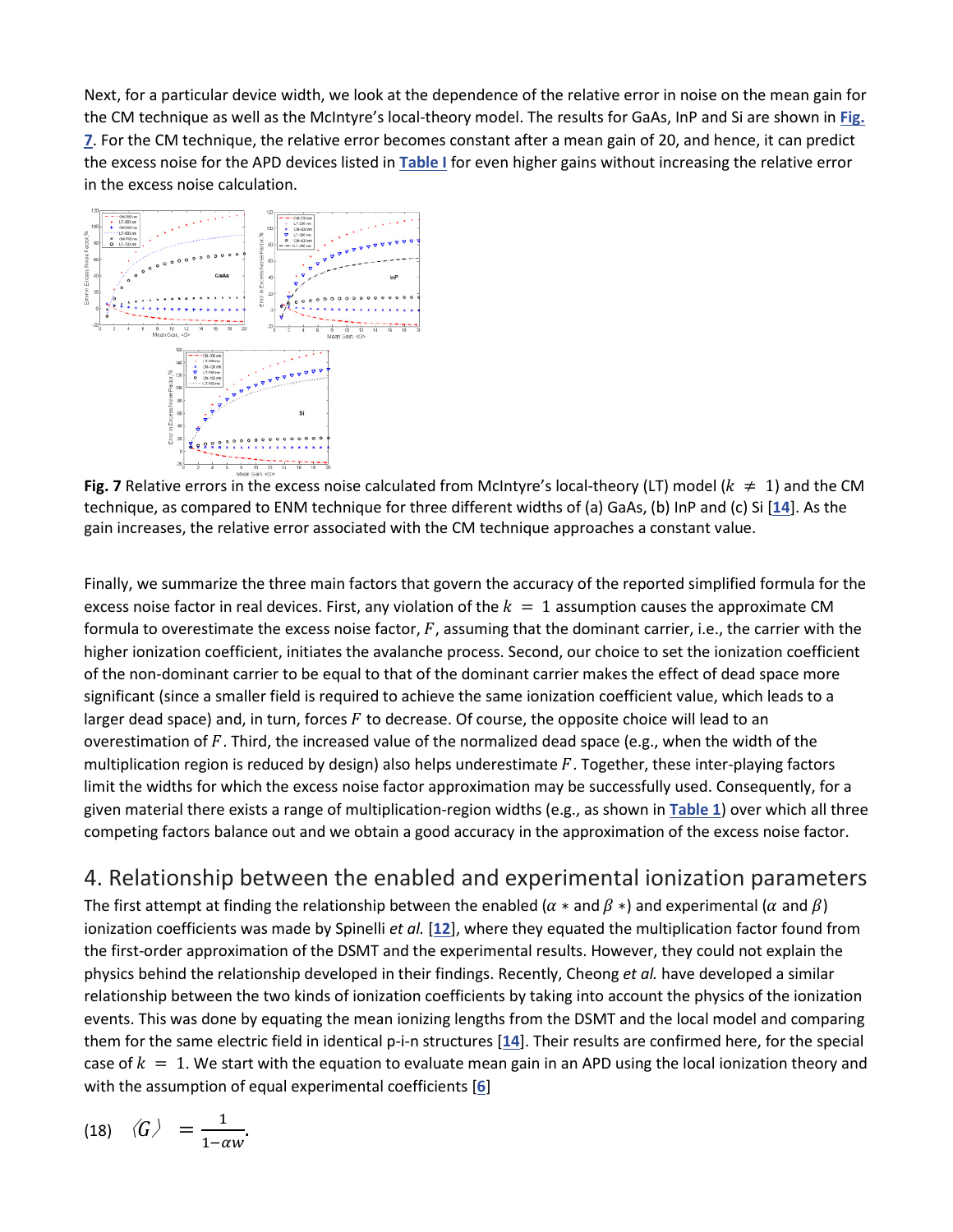Next, for a particular device width, we look at the dependence of the relative error in noise on the mean gain for the CM technique as well as the McIntyre's local-theory model. The results for GaAs, InP and Si are shown in Fig. 7. For the CM technique, the relative error becomes constant after a mean gain of 20, and hence, it can predict the excess noise for the APD devices listed in Table I for even higher gains without increasing the relative error in the excess noise calculation.

**Fig. 7** Relative errors in the excess noise calculated from McIntyre's local-theory (LT) model ($k \neq 1$) and the CM technique, as compared to ENM technique for three different widths of (a) GaAs, (b) InP and (c) Si [14]. As the gain increases, the relative error associated with the CM technique approaches a constant value.

Finally, we summarize the three main factors that govern the accuracy of the reported simplified formula for the excess noise factor in real devices. First, any violation of the $k = 1$ assumption causes the approximate CM formula to overestimate the excess noise factor, $F$, assuming that the dominant carrier, i.e., the carrier with the higher ionization coefficient, initiates the avalanche process. Second, our choice to set the ionization coefficient of the non-dominant carrier to be equal to that of the dominant carrier makes the effect of dead space more significant (since a smaller field is required to achieve the same ionization coefficient value, which leads to a larger dead space) and, in turn, forces $F$ to decrease. Of course, the opposite choice will lead to an overestimation of $F$. Third, the increased value of the normalized dead space (e.g., when the width of the multiplication region is reduced by design) also helps underestimate $F$. Together, these inter-playing factors limit the widths for which the excess noise factor approximation may be successfully used. Consequently, for a given material there exists a range of multiplication-region widths (e.g., as shown in Table 1) over which all three competing factors balance out and we obtain a good accuracy in the approximation of the excess noise factor.

## 4. Relationship between the enabled and experimental ionization parameters

The first attempt at finding the relationship between the enabled ($\alpha*$ and $\beta*$) and experimental ($\alpha$ and $\beta$) ionization coefficients was made by Spinelli *et al.* [12], where they equated the multiplication factor found from the first-order approximation of the DSMT and the experimental results. However, they could not explain the physics behind the relationship developed in their findings. Recently, Cheong *et al.* have developed a similar relationship between the two kinds of ionization coefficients by taking into account the physics of the ionization events. This was done by equating the mean ionizing lengths from the DSMT and the local model and comparing them for the same electric field in identical p-i-n structures [14]. Their results are confirmed here, for the special case of $k = 1$. We start with the equation to evaluate mean gain in an APD using the local ionization theory and with the assumption of equal experimental coefficients [6]

$$\langle G \rangle = \frac{1}{1-\alpha w}. \tag{18}$$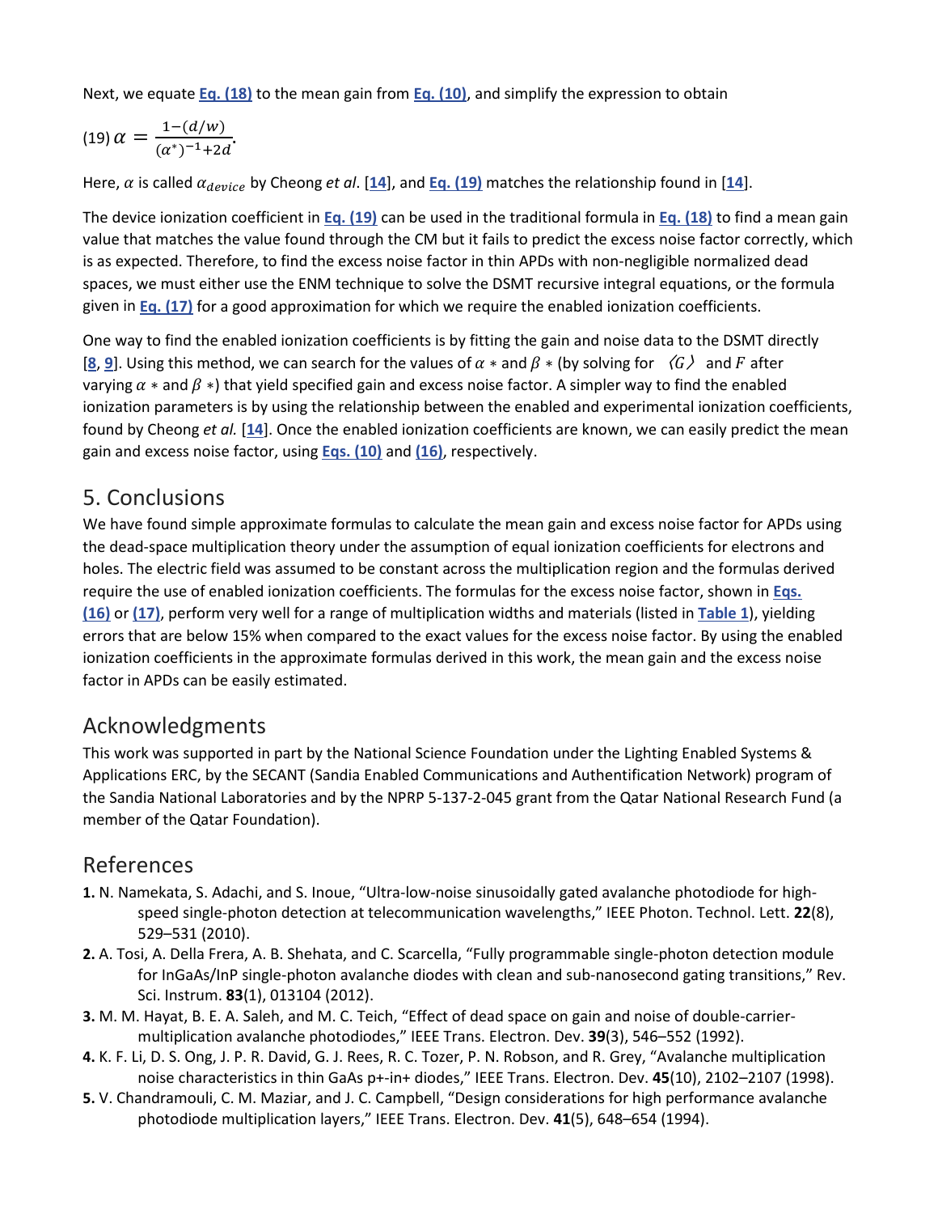Next, we equate Eq. (18) to the mean gain from Eq. (10), and simplify the expression to obtain

$$(19)\ \alpha = \frac{1-(d/w)}{(\alpha^*)^{-1}+2d}.$$

Here, $\alpha$ is called $\alpha_{device}$ by Cheong *et al*. [14], and Eq. (19) matches the relationship found in [14].

The device ionization coefficient in Eq. (19) can be used in the traditional formula in Eq. (18) to find a mean gain value that matches the value found through the CM but it fails to predict the excess noise factor correctly, which is as expected. Therefore, to find the excess noise factor in thin APDs with non-negligible normalized dead spaces, we must either use the ENM technique to solve the DSMT recursive integral equations, or the formula given in Eq. (17) for a good approximation for which we require the enabled ionization coefficients.

One way to find the enabled ionization coefficients is by fitting the gain and noise data to the DSMT directly [8, 9]. Using this method, we can search for the values of $\alpha*$ and $\beta*$ (by solving for $\langle G \rangle$ and $F$ after varying $\alpha*$ and $\beta*$) that yield specified gain and excess noise factor. A simpler way to find the enabled ionization parameters is by using the relationship between the enabled and experimental ionization coefficients, found by Cheong *et al.* [14]. Once the enabled ionization coefficients are known, we can easily predict the mean gain and excess noise factor, using Eqs. (10) and (16), respectively.

## 5. Conclusions

We have found simple approximate formulas to calculate the mean gain and excess noise factor for APDs using the dead-space multiplication theory under the assumption of equal ionization coefficients for electrons and holes. The electric field was assumed to be constant across the multiplication region and the formulas derived require the use of enabled ionization coefficients. The formulas for the excess noise factor, shown in Eqs. (16) or (17), perform very well for a range of multiplication widths and materials (listed in Table 1), yielding errors that are below 15% when compared to the exact values for the excess noise factor. By using the enabled ionization coefficients in the approximate formulas derived in this work, the mean gain and the excess noise factor in APDs can be easily estimated.

## Acknowledgments

This work was supported in part by the National Science Foundation under the Lighting Enabled Systems & Applications ERC, by the SECANT (Sandia Enabled Communications and Authentification Network) program of the Sandia National Laboratories and by the NPRP 5-137-2-045 grant from the Qatar National Research Fund (a member of the Qatar Foundation).

## References

1. N. Namekata, S. Adachi, and S. Inoue, "Ultra-low-noise sinusoidally gated avalanche photodiode for high-speed single-photon detection at telecommunication wavelengths," IEEE Photon. Technol. Lett. **22**(8), 529–531 (2010).
2. A. Tosi, A. Della Frera, A. B. Shehata, and C. Scarcella, "Fully programmable single-photon detection module for InGaAs/InP single-photon avalanche diodes with clean and sub-nanosecond gating transitions," Rev. Sci. Instrum. **83**(1), 013104 (2012).
3. M. M. Hayat, B. E. A. Saleh, and M. C. Teich, "Effect of dead space on gain and noise of double-carrier-multiplication avalanche photodiodes," IEEE Trans. Electron. Dev. **39**(3), 546–552 (1992).
4. K. F. Li, D. S. Ong, J. P. R. David, G. J. Rees, R. C. Tozer, P. N. Robson, and R. Grey, "Avalanche multiplication noise characteristics in thin GaAs p+-in+ diodes," IEEE Trans. Electron. Dev. **45**(10), 2102–2107 (1998).
5. V. Chandramouli, C. M. Maziar, and J. C. Campbell, "Design considerations for high performance avalanche photodiode multiplication layers," IEEE Trans. Electron. Dev. **41**(5), 648–654 (1994).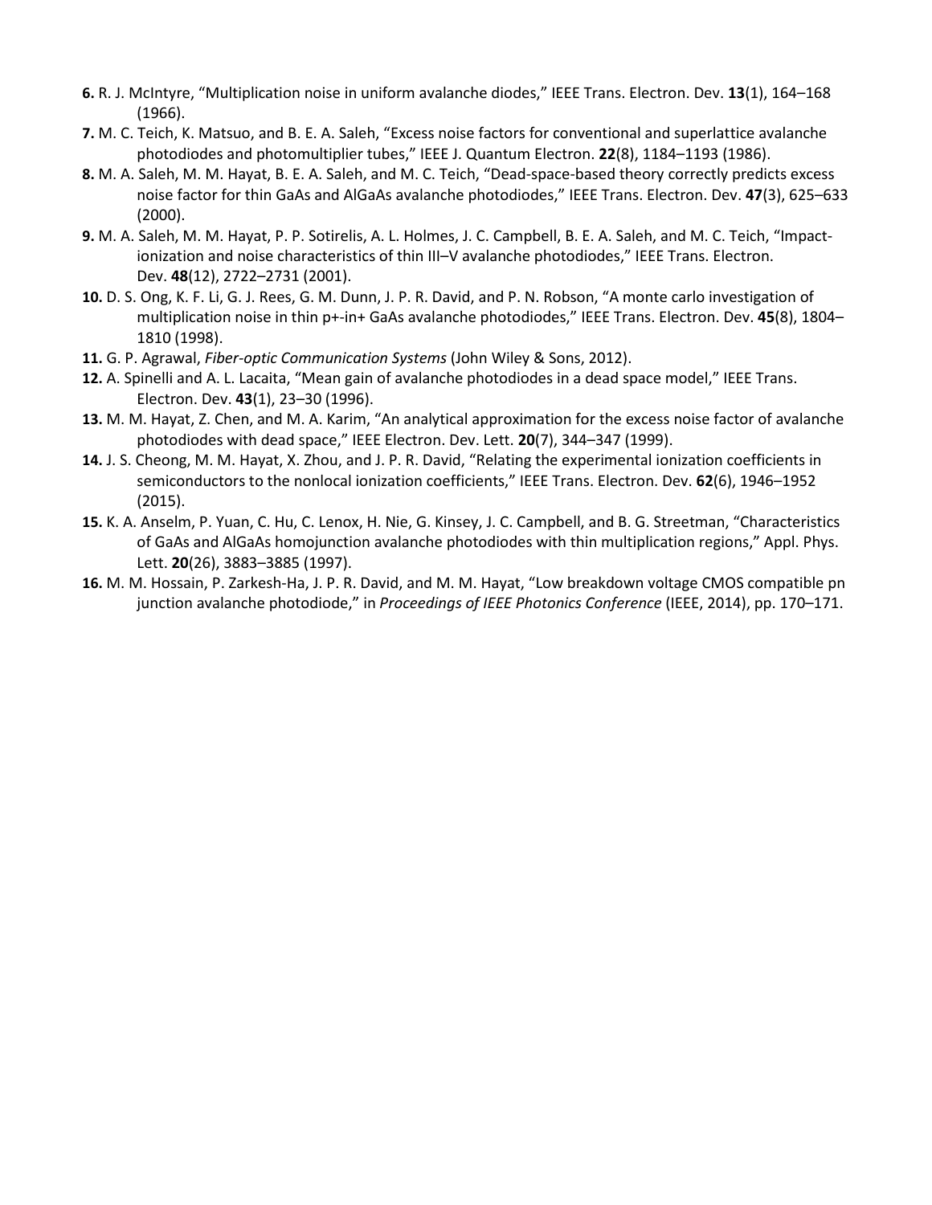**6.** R. J. McIntyre, "Multiplication noise in uniform avalanche diodes," IEEE Trans. Electron. Dev. **13**(1), 164–168 (1966).

**7.** M. C. Teich, K. Matsuo, and B. E. A. Saleh, "Excess noise factors for conventional and superlattice avalanche photodiodes and photomultiplier tubes," IEEE J. Quantum Electron. **22**(8), 1184–1193 (1986).

**8.** M. A. Saleh, M. M. Hayat, B. E. A. Saleh, and M. C. Teich, "Dead-space-based theory correctly predicts excess noise factor for thin GaAs and AlGaAs avalanche photodiodes," IEEE Trans. Electron. Dev. **47**(3), 625–633 (2000).

**9.** M. A. Saleh, M. M. Hayat, P. P. Sotirelis, A. L. Holmes, J. C. Campbell, B. E. A. Saleh, and M. C. Teich, "Impact-ionization and noise characteristics of thin III–V avalanche photodiodes," IEEE Trans. Electron. Dev. **48**(12), 2722–2731 (2001).

**10.** D. S. Ong, K. F. Li, G. J. Rees, G. M. Dunn, J. P. R. David, and P. N. Robson, "A monte carlo investigation of multiplication noise in thin p+-in+ GaAs avalanche photodiodes," IEEE Trans. Electron. Dev. **45**(8), 1804–1810 (1998).

**11.** G. P. Agrawal, *Fiber-optic Communication Systems* (John Wiley & Sons, 2012).

**12.** A. Spinelli and A. L. Lacaita, "Mean gain of avalanche photodiodes in a dead space model," IEEE Trans. Electron. Dev. **43**(1), 23–30 (1996).

**13.** M. M. Hayat, Z. Chen, and M. A. Karim, "An analytical approximation for the excess noise factor of avalanche photodiodes with dead space," IEEE Electron. Dev. Lett. **20**(7), 344–347 (1999).

**14.** J. S. Cheong, M. M. Hayat, X. Zhou, and J. P. R. David, "Relating the experimental ionization coefficients in semiconductors to the nonlocal ionization coefficients," IEEE Trans. Electron. Dev. **62**(6), 1946–1952 (2015).

**15.** K. A. Anselm, P. Yuan, C. Hu, C. Lenox, H. Nie, G. Kinsey, J. C. Campbell, and B. G. Streetman, "Characteristics of GaAs and AlGaAs homojunction avalanche photodiodes with thin multiplication regions," Appl. Phys. Lett. **20**(26), 3883–3885 (1997).

**16.** M. M. Hossain, P. Zarkesh-Ha, J. P. R. David, and M. M. Hayat, "Low breakdown voltage CMOS compatible pn junction avalanche photodiode," in *Proceedings of IEEE Photonics Conference* (IEEE, 2014), pp. 170–171.